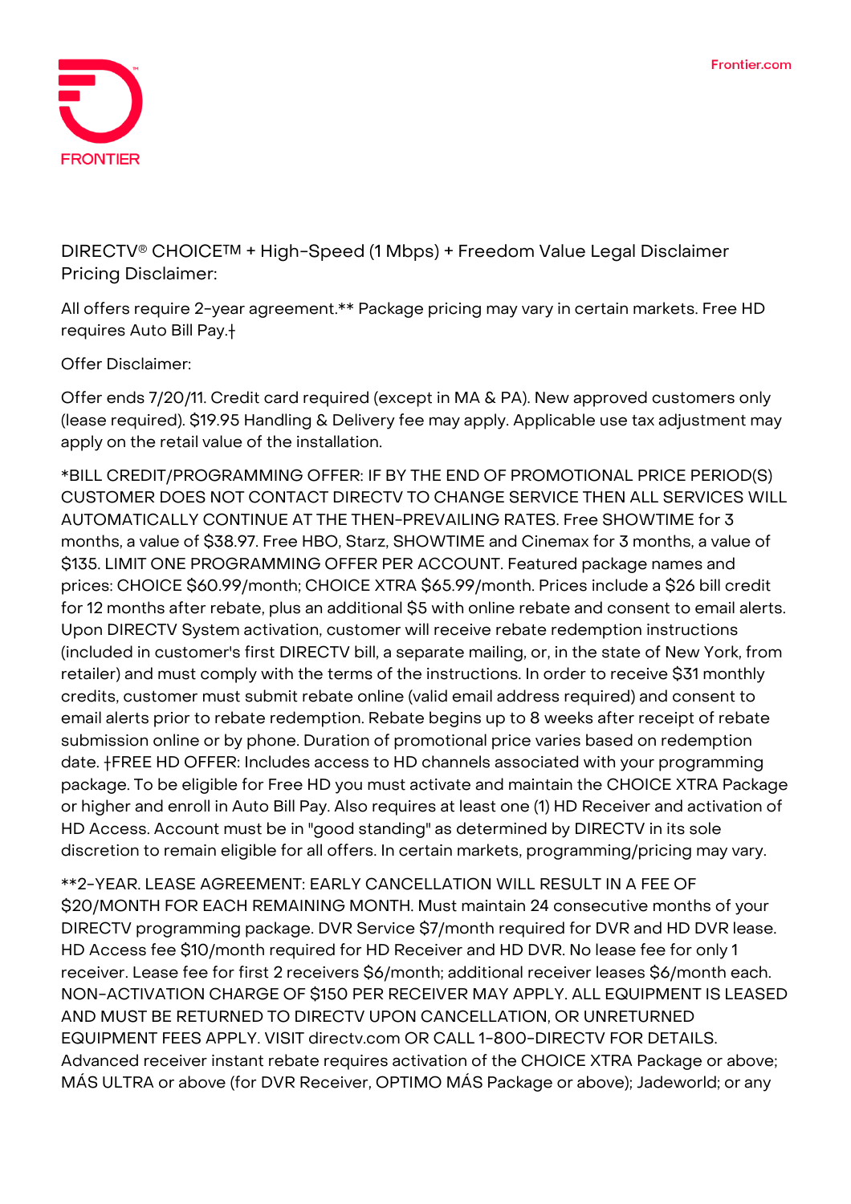FRONTIER

Frontier.com

DIRECTV® CHOICE™ + High-Speed (1 Mbps) + Freedom Value Legal Disclaimer Pricing Disclaimer:

All offers require 2-year agreement.** Package pricing may vary in certain markets. Free HD requires Auto Bill Pay.†

Offer Disclaimer:

Offer ends 7/20/11. Credit card required (except in MA & PA). New approved customers only (lease required). $19.95 Handling & Delivery fee may apply. Applicable use tax adjustment may apply on the retail value of the installation.

*BILL CREDIT/PROGRAMMING OFFER: IF BY THE END OF PROMOTIONAL PRICE PERIOD(S) CUSTOMER DOES NOT CONTACT DIRECTV TO CHANGE SERVICE THEN ALL SERVICES WILL AUTOMATICALLY CONTINUE AT THE THEN-PREVAILING RATES. Free SHOWTIME for 3 months, a value of $38.97. Free HBO, Starz, SHOWTIME and Cinemax for 3 months, a value of $135. LIMIT ONE PROGRAMMING OFFER PER ACCOUNT. Featured package names and prices: CHOICE $60.99/month; CHOICE XTRA $65.99/month. Prices include a $26 bill credit for 12 months after rebate, plus an additional $5 with online rebate and consent to email alerts. Upon DIRECTV System activation, customer will receive rebate redemption instructions (included in customer's first DIRECTV bill, a separate mailing, or, in the state of New York, from retailer) and must comply with the terms of the instructions. In order to receive $31 monthly credits, customer must submit rebate online (valid email address required) and consent to email alerts prior to rebate redemption. Rebate begins up to 8 weeks after receipt of rebate submission online or by phone. Duration of promotional price varies based on redemption date. †FREE HD OFFER: Includes access to HD channels associated with your programming package. To be eligible for Free HD you must activate and maintain the CHOICE XTRA Package or higher and enroll in Auto Bill Pay. Also requires at least one (1) HD Receiver and activation of HD Access. Account must be in "good standing" as determined by DIRECTV in its sole discretion to remain eligible for all offers. In certain markets, programming/pricing may vary.

**2-YEAR. LEASE AGREEMENT: EARLY CANCELLATION WILL RESULT IN A FEE OF $20/MONTH FOR EACH REMAINING MONTH. Must maintain 24 consecutive months of your DIRECTV programming package. DVR Service $7/month required for DVR and HD DVR lease. HD Access fee $10/month required for HD Receiver and HD DVR. No lease fee for only 1 receiver. Lease fee for first 2 receivers $6/month; additional receiver leases $6/month each. NON-ACTIVATION CHARGE OF $150 PER RECEIVER MAY APPLY. ALL EQUIPMENT IS LEASED AND MUST BE RETURNED TO DIRECTV UPON CANCELLATION, OR UNRETURNED EQUIPMENT FEES APPLY. VISIT directv.com OR CALL 1-800-DIRECTV FOR DETAILS. Advanced receiver instant rebate requires activation of the CHOICE XTRA Package or above; MÁS ULTRA or above (for DVR Receiver, OPTIMO MÁS Package or above); Jadeworld; or any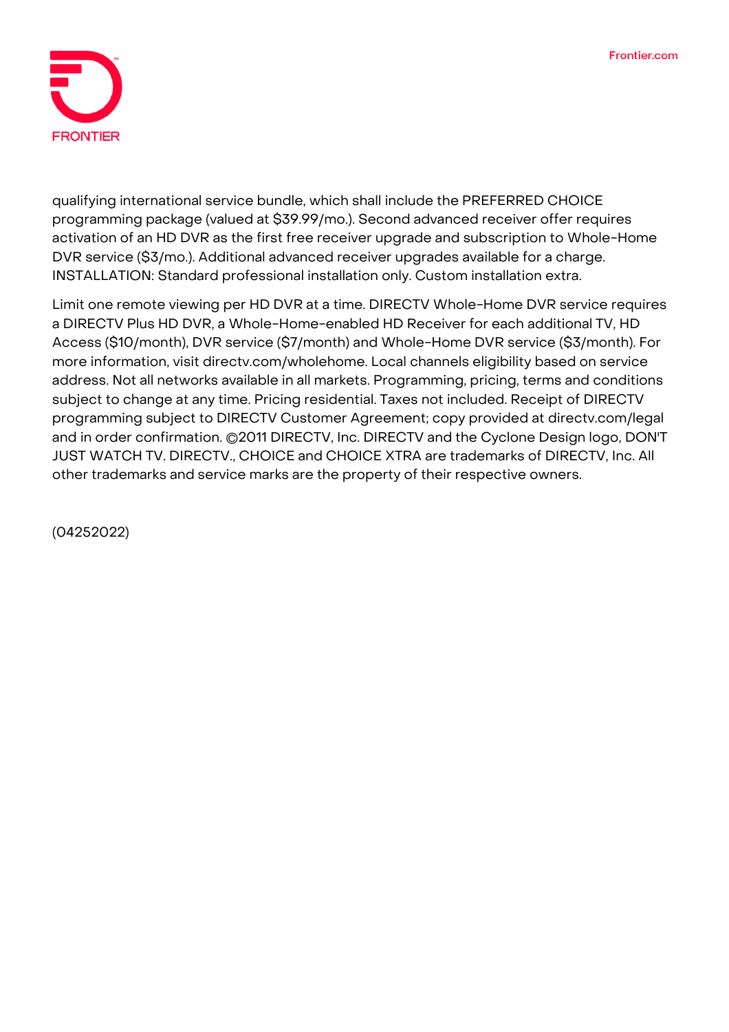qualifying international service bundle, which shall include the PREFERRED CHOICE programming package (valued at $39.99/mo.). Second advanced receiver offer requires activation of an HD DVR as the first free receiver upgrade and subscription to Whole-Home DVR service ($3/mo.). Additional advanced receiver upgrades available for a charge. INSTALLATION: Standard professional installation only. Custom installation extra.

Limit one remote viewing per HD DVR at a time. DIRECTV Whole-Home DVR service requires a DIRECTV Plus HD DVR, a Whole-Home-enabled HD Receiver for each additional TV, HD Access ($10/month), DVR service ($7/month) and Whole-Home DVR service ($3/month). For more information, visit directv.com/wholehome. Local channels eligibility based on service address. Not all networks available in all markets. Programming, pricing, terms and conditions subject to change at any time. Pricing residential. Taxes not included. Receipt of DIRECTV programming subject to DIRECTV Customer Agreement; copy provided at directv.com/legal and in order confirmation. ©2011 DIRECTV, Inc. DIRECTV and the Cyclone Design logo, DON'T JUST WATCH TV. DIRECTV., CHOICE and CHOICE XTRA are trademarks of DIRECTV, Inc. All other trademarks and service marks are the property of their respective owners.

(04252022)